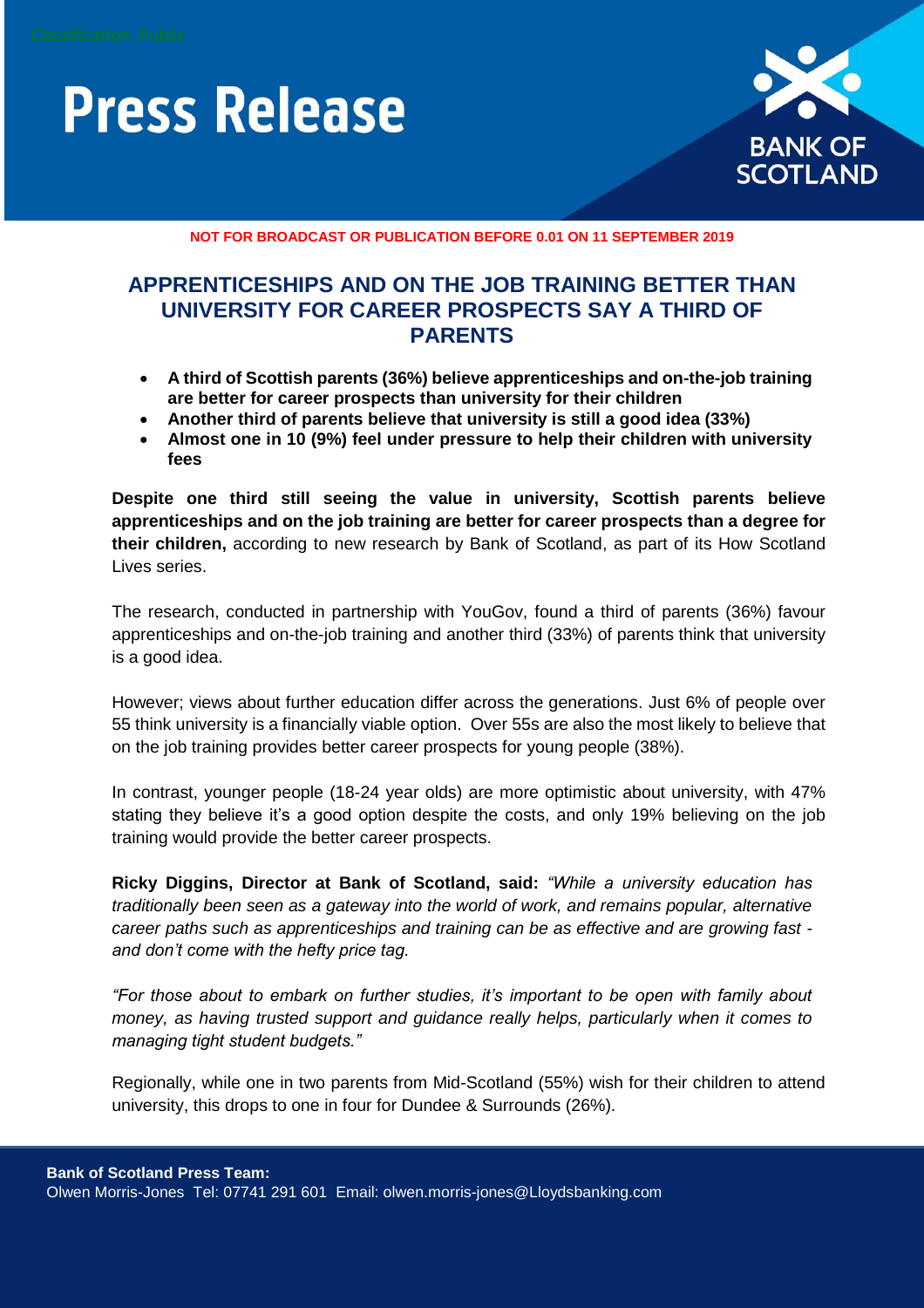# Press Release

BANK OF SCOTLAND

**NOT FOR BROADCAST OR PUBLICATION BEFORE 0.01 ON 11 SEPTEMBER 2019**

## APPRENTICESHIPS AND ON THE JOB TRAINING BETTER THAN UNIVERSITY FOR CAREER PROSPECTS SAY A THIRD OF PARENTS

- **A third of Scottish parents (36%) believe apprenticeships and on-the-job training are better for career prospects than university for their children**
- **Another third of parents believe that university is still a good idea (33%)**
- **Almost one in 10 (9%) feel under pressure to help their children with university fees**

**Despite one third still seeing the value in university, Scottish parents believe apprenticeships and on the job training are better for career prospects than a degree for their children,** according to new research by Bank of Scotland, as part of its How Scotland Lives series.

The research, conducted in partnership with YouGov, found a third of parents (36%) favour apprenticeships and on-the-job training and another third (33%) of parents think that university is a good idea.

However; views about further education differ across the generations. Just 6% of people over 55 think university is a financially viable option. Over 55s are also the most likely to believe that on the job training provides better career prospects for young people (38%).

In contrast, younger people (18-24 year olds) are more optimistic about university, with 47% stating they believe it's a good option despite the costs, and only 19% believing on the job training would provide the better career prospects.

**Ricky Diggins, Director at Bank of Scotland, said:** *"While a university education has traditionally been seen as a gateway into the world of work, and remains popular, alternative career paths such as apprenticeships and training can be as effective and are growing fast - and don't come with the hefty price tag.*

*"For those about to embark on further studies, it's important to be open with family about money, as having trusted support and guidance really helps, particularly when it comes to managing tight student budgets."*

Regionally, while one in two parents from Mid-Scotland (55%) wish for their children to attend university, this drops to one in four for Dundee & Surrounds (26%).

**Bank of Scotland Press Team:**
Olwen Morris-Jones Tel: 07741 291 601 Email: olwen.morris-jones@Lloydsbanking.com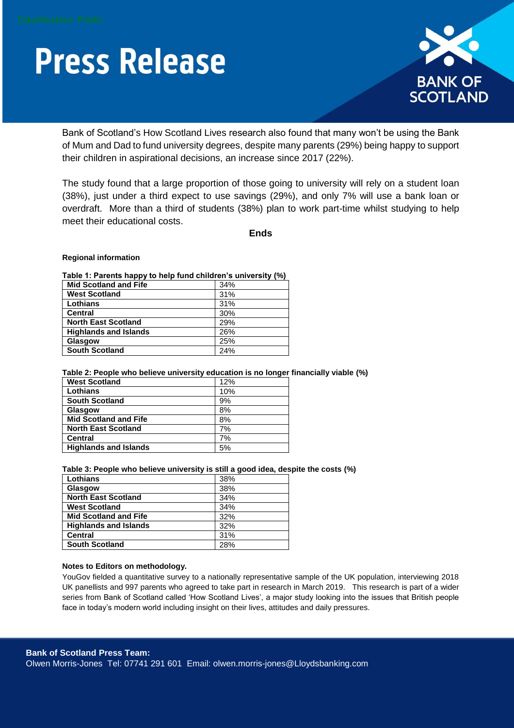# Press Release

Bank of Scotland's How Scotland Lives research also found that many won't be using the Bank of Mum and Dad to fund university degrees, despite many parents (29%) being happy to support their children in aspirational decisions, an increase since 2017 (22%).

The study found that a large proportion of those going to university will rely on a student loan (38%), just under a third expect to use savings (29%), and only 7% will use a bank loan or overdraft. More than a third of students (38%) plan to work part-time whilst studying to help meet their educational costs.

**Ends**

**Regional information**

**Table 1: Parents happy to help fund children's university (%)**

| | |
|---|---|
| **Mid Scotland and Fife** | 34% |
| **West Scotland** | 31% |
| **Lothians** | 31% |
| **Central** | 30% |
| **North East Scotland** | 29% |
| **Highlands and Islands** | 26% |
| **Glasgow** | 25% |
| **South Scotland** | 24% |

**Table 2: People who believe university education is no longer financially viable (%)**

| | |
|---|---|
| **West Scotland** | 12% |
| **Lothians** | 10% |
| **South Scotland** | 9% |
| **Glasgow** | 8% |
| **Mid Scotland and Fife** | 8% |
| **North East Scotland** | 7% |
| **Central** | 7% |
| **Highlands and Islands** | 5% |

**Table 3: People who believe university is still a good idea, despite the costs (%)**

| | |
|---|---|
| **Lothians** | 38% |
| **Glasgow** | 38% |
| **North East Scotland** | 34% |
| **West Scotland** | 34% |
| **Mid Scotland and Fife** | 32% |
| **Highlands and Islands** | 32% |
| **Central** | 31% |
| **South Scotland** | 28% |

**Notes to Editors on methodology.**

YouGov fielded a quantitative survey to a nationally representative sample of the UK population, interviewing 2018 UK panellists and 997 parents who agreed to take part in research in March 2019. This research is part of a wider series from Bank of Scotland called 'How Scotland Lives', a major study looking into the issues that British people face in today's modern world including insight on their lives, attitudes and daily pressures.

**Bank of Scotland Press Team:**
Olwen Morris-Jones Tel: 07741 291 601 Email: olwen.morris-jones@Lloydsbanking.com